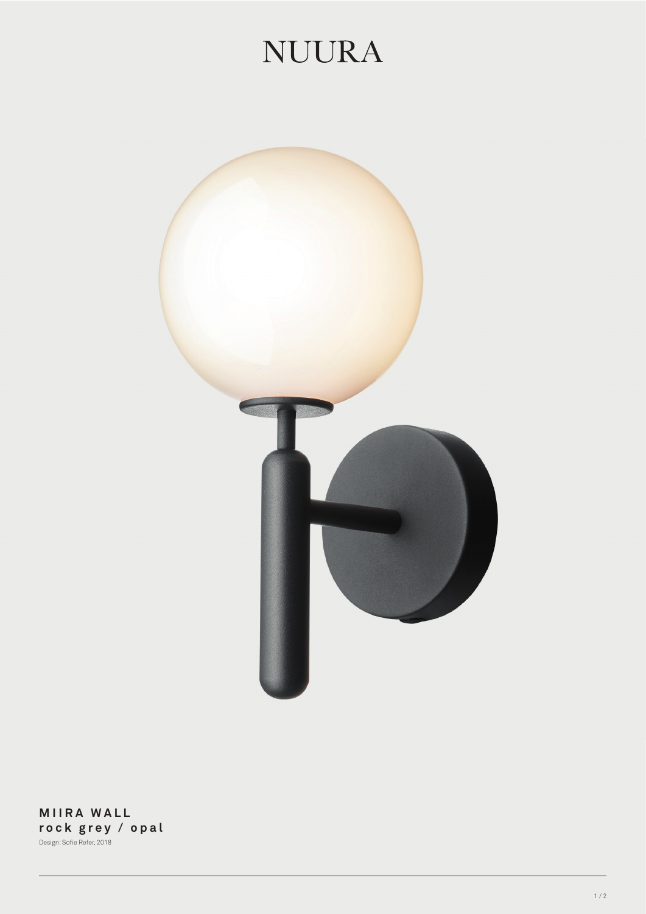# NUURA

**MIIRA WALL**
**rock grey / opal**

Design: Sofie Refer, 2018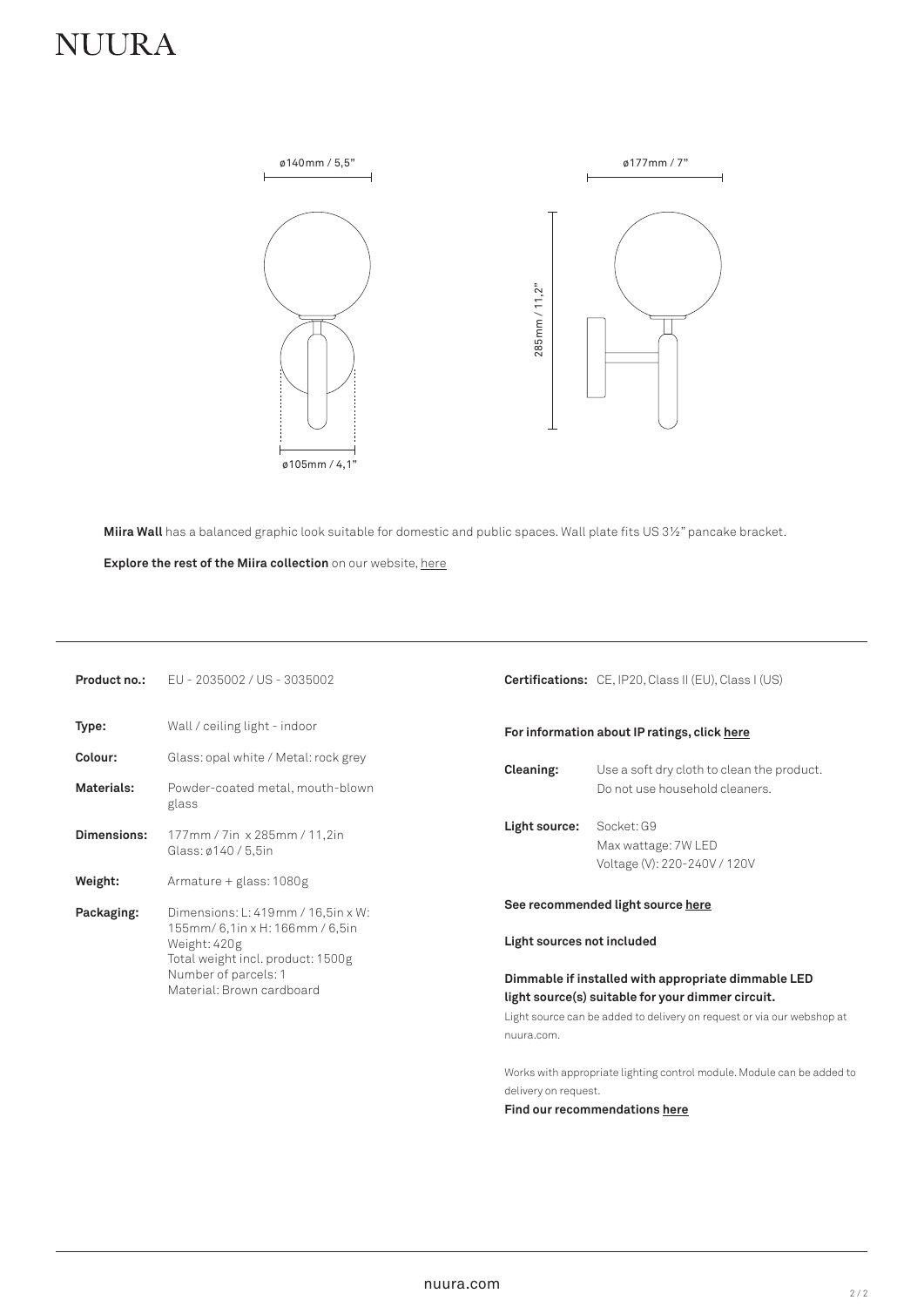# NUURA

ø140mm / 5,5"

ø177mm / 7"

285mm / 11,2"

ø105mm / 4,1"

**Miira Wall** has a balanced graphic look suitable for domestic and public spaces. Wall plate fits US 3½" pancake bracket.

**Explore the rest of the Miira collection** on our website, here

| | |
|---|---|
| **Product no.:** | EU - 2035002 / US - 3035002 |
| **Type:** | Wall / ceiling light - indoor |
| **Colour:** | Glass: opal white / Metal: rock grey |
| **Materials:** | Powder-coated metal, mouth-blown glass |
| **Dimensions:** | 177mm / 7in x 285mm / 11,2in<br>Glass: ø140 / 5,5in |
| **Weight:** | Armature + glass: 1080g |
| **Packaging:** | Dimensions: L: 419mm / 16,5in x W: 155mm/ 6,1in x H: 166mm / 6,5in<br>Weight: 420g<br>Total weight incl. product: 1500g<br>Number of parcels: 1<br>Material: Brown cardboard |

**Certifications:** CE, IP20, Class II (EU), Class I (US)

**For information about IP ratings, click here**

| | |
|---|---|
| **Cleaning:** | Use a soft dry cloth to clean the product. Do not use household cleaners. |
| **Light source:** | Socket: G9<br>Max wattage: 7W LED<br>Voltage (V): 220-240V / 120V |

**See recommended light source here**

**Light sources not included**

**Dimmable if installed with appropriate dimmable LED light source(s) suitable for your dimmer circuit.**

Light source can be added to delivery on request or via our webshop at nuura.com.

Works with appropriate lighting control module. Module can be added to delivery on request.

**Find our recommendations here**

nuura.com